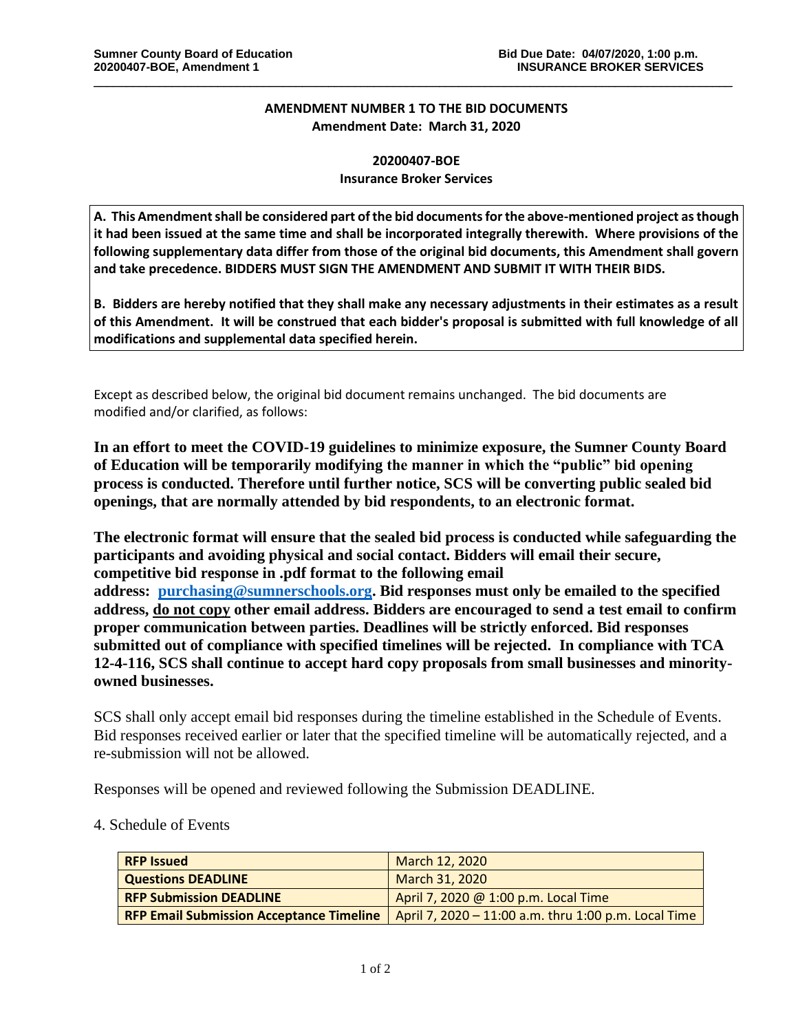**AMENDMENT NUMBER 1 TO THE BID DOCUMENTS**
**Amendment Date: March 31, 2020**

**20200407-BOE**
**Insurance Broker Services**

**A. This Amendment shall be considered part of the bid documents for the above-mentioned project as though it had been issued at the same time and shall be incorporated integrally therewith. Where provisions of the following supplementary data differ from those of the original bid documents, this Amendment shall govern and take precedence. BIDDERS MUST SIGN THE AMENDMENT AND SUBMIT IT WITH THEIR BIDS.**

**B. Bidders are hereby notified that they shall make any necessary adjustments in their estimates as a result of this Amendment. It will be construed that each bidder's proposal is submitted with full knowledge of all modifications and supplemental data specified herein.**

Except as described below, the original bid document remains unchanged. The bid documents are modified and/or clarified, as follows:

**In an effort to meet the COVID-19 guidelines to minimize exposure, the Sumner County Board of Education will be temporarily modifying the manner in which the "public" bid opening process is conducted. Therefore until further notice, SCS will be converting public sealed bid openings, that are normally attended by bid respondents, to an electronic format.**

**The electronic format will ensure that the sealed bid process is conducted while safeguarding the participants and avoiding physical and social contact. Bidders will email their secure, competitive bid response in .pdf format to the following email address: purchasing@sumnerschools.org. Bid responses must only be emailed to the specified address, do not copy other email address. Bidders are encouraged to send a test email to confirm proper communication between parties. Deadlines will be strictly enforced. Bid responses submitted out of compliance with specified timelines will be rejected. In compliance with TCA 12-4-116, SCS shall continue to accept hard copy proposals from small businesses and minority-owned businesses.**

SCS shall only accept email bid responses during the timeline established in the Schedule of Events. Bid responses received earlier or later that the specified timeline will be automatically rejected, and a re-submission will not be allowed.

Responses will be opened and reviewed following the Submission DEADLINE.

4. Schedule of Events

| | |
|---|---|
| **RFP Issued** | March 12, 2020 |
| **Questions DEADLINE** | March 31, 2020 |
| **RFP Submission DEADLINE** | April 7, 2020 @ 1:00 p.m. Local Time |
| **RFP Email Submission Acceptance Timeline** | April 7, 2020 – 11:00 a.m. thru 1:00 p.m. Local Time |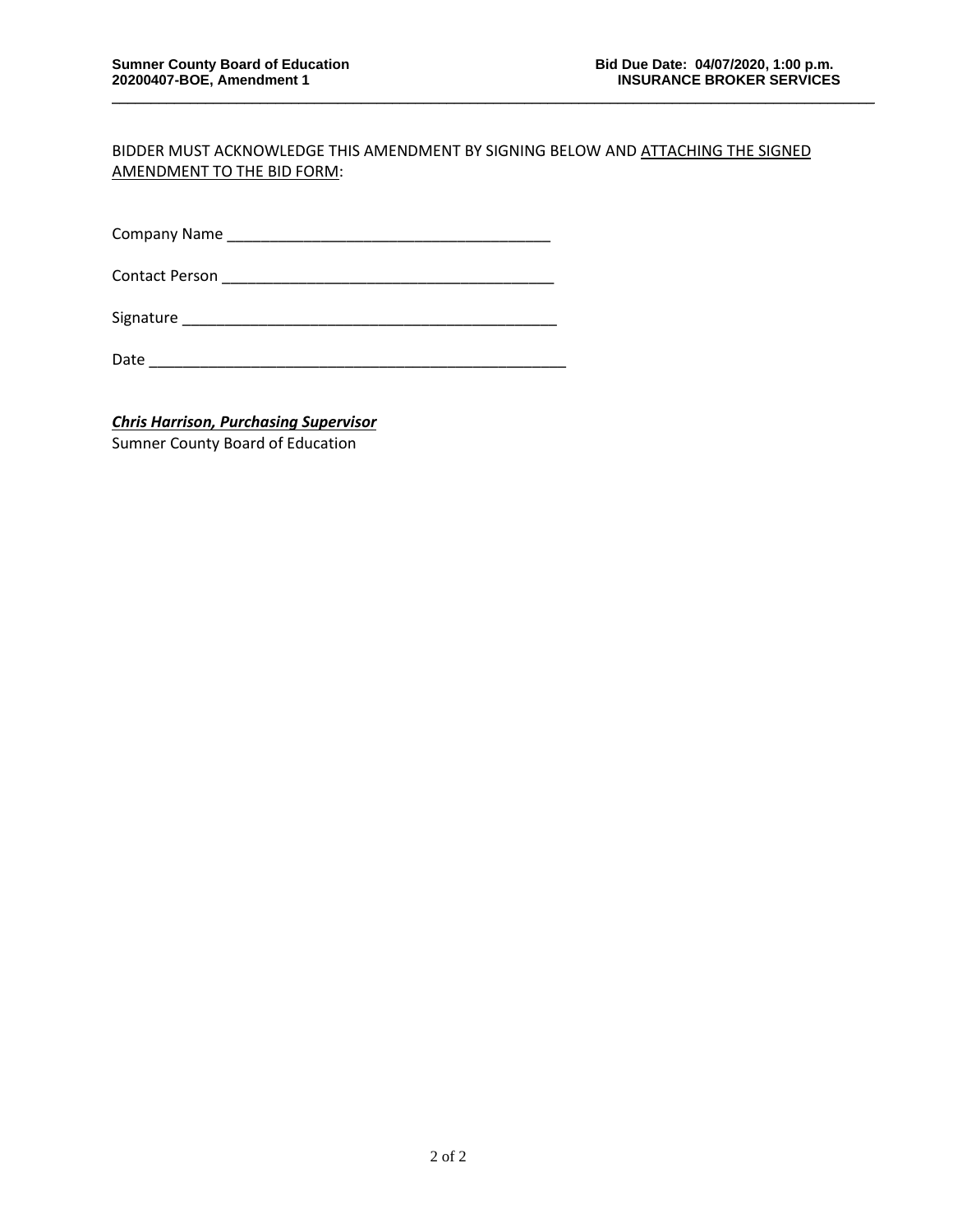BIDDER MUST ACKNOWLEDGE THIS AMENDMENT BY SIGNING BELOW AND ATTACHING THE SIGNED AMENDMENT TO THE BID FORM:

Company Name _______________________________________

Contact Person _______________________________________

Signature ____________________________________________

Date ___________________________________________________

***Chris Harrison, Purchasing Supervisor***
Sumner County Board of Education